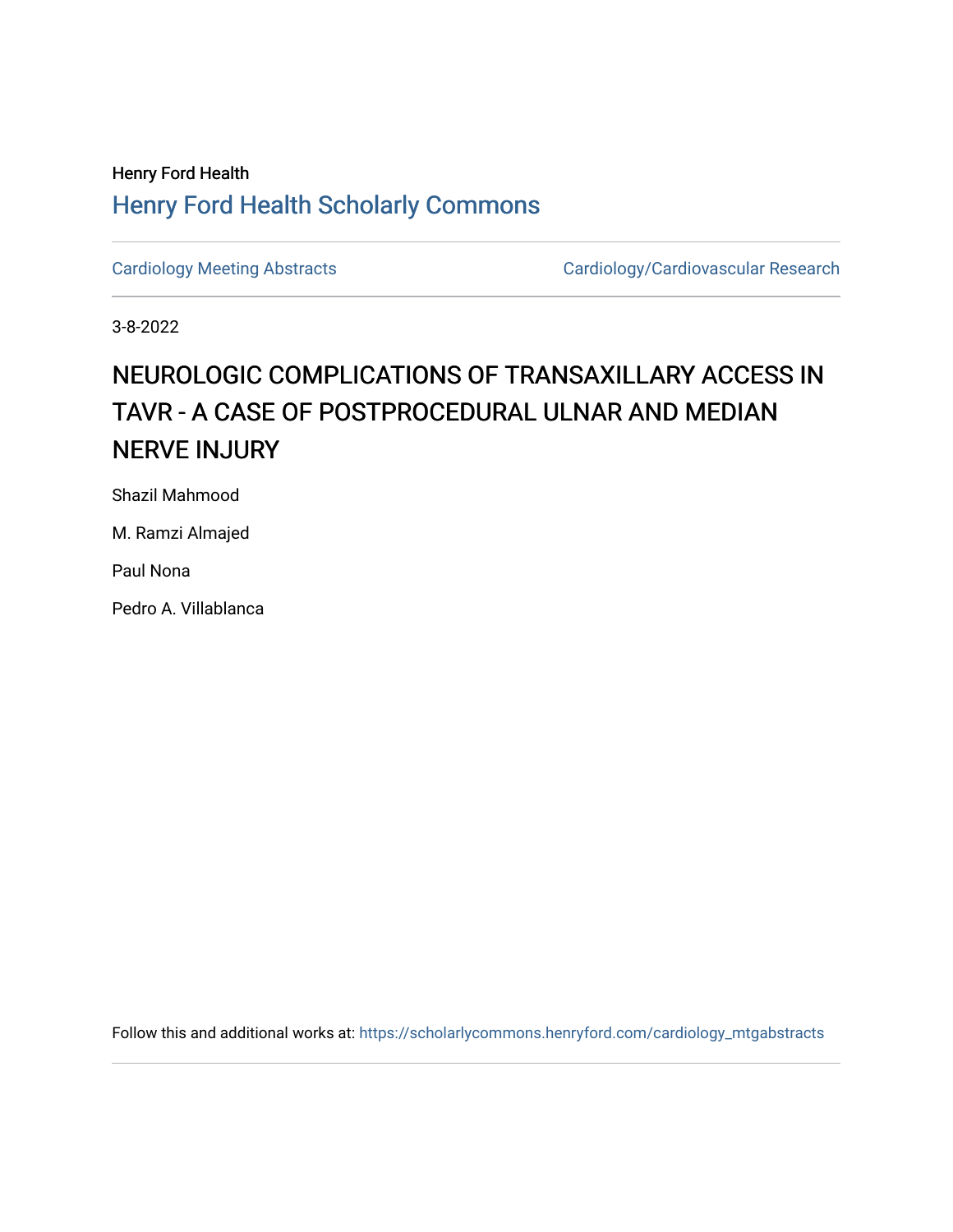Henry Ford Health

## Henry Ford Health Scholarly Commons

Cardiology Meeting Abstracts | Cardiology/Cardiovascular Research

3-8-2022

# NEUROLOGIC COMPLICATIONS OF TRANSAXILLARY ACCESS IN TAVR - A CASE OF POSTPROCEDURAL ULNAR AND MEDIAN NERVE INJURY

Shazil Mahmood

M. Ramzi Almajed

Paul Nona

Pedro A. Villablanca

Follow this and additional works at: https://scholarlycommons.henryford.com/cardiology_mtgabstracts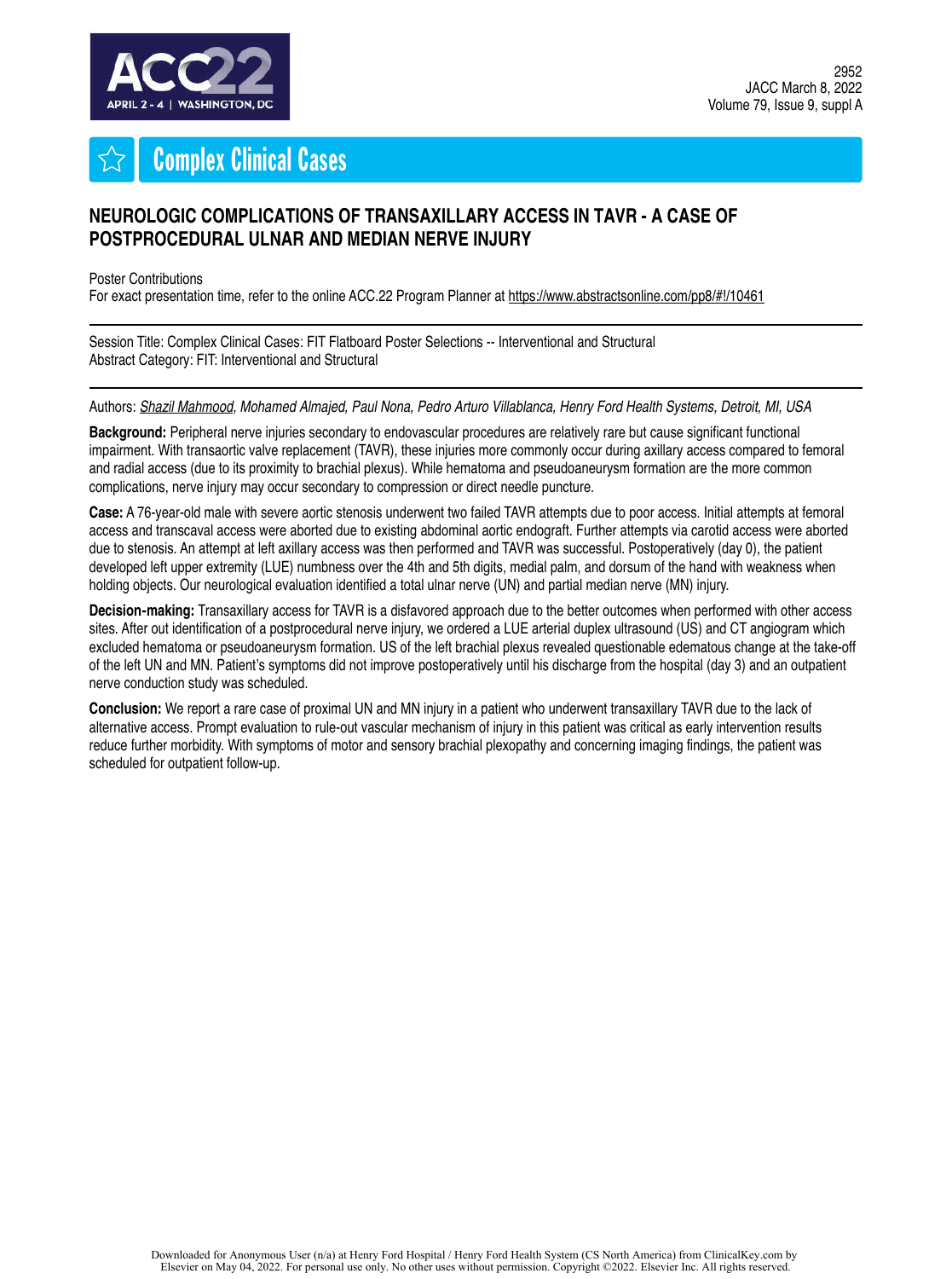# Complex Clinical Cases

## NEUROLOGIC COMPLICATIONS OF TRANSAXILLARY ACCESS IN TAVR - A CASE OF POSTPROCEDURAL ULNAR AND MEDIAN NERVE INJURY

Poster Contributions
For exact presentation time, refer to the online ACC.22 Program Planner at https://www.abstractsonline.com/pp8/#!/10461

---

Session Title: Complex Clinical Cases: FIT Flatboard Poster Selections -- Interventional and Structural
Abstract Category: FIT: Interventional and Structural

---

Authors: *Shazil Mahmood, Mohamed Almajed, Paul Nona, Pedro Arturo Villablanca, Henry Ford Health Systems, Detroit, MI, USA*

**Background:** Peripheral nerve injuries secondary to endovascular procedures are relatively rare but cause significant functional impairment. With transaortic valve replacement (TAVR), these injuries more commonly occur during axillary access compared to femoral and radial access (due to its proximity to brachial plexus). While hematoma and pseudoaneurysm formation are the more common complications, nerve injury may occur secondary to compression or direct needle puncture.

**Case:** A 76-year-old male with severe aortic stenosis underwent two failed TAVR attempts due to poor access. Initial attempts at femoral access and transcaval access were aborted due to existing abdominal aortic endograft. Further attempts via carotid access were aborted due to stenosis. An attempt at left axillary access was then performed and TAVR was successful. Postoperatively (day 0), the patient developed left upper extremity (LUE) numbness over the 4th and 5th digits, medial palm, and dorsum of the hand with weakness when holding objects. Our neurological evaluation identified a total ulnar nerve (UN) and partial median nerve (MN) injury.

**Decision-making:** Transaxillary access for TAVR is a disfavored approach due to the better outcomes when performed with other access sites. After out identification of a postprocedural nerve injury, we ordered a LUE arterial duplex ultrasound (US) and CT angiogram which excluded hematoma or pseudoaneurysm formation. US of the left brachial plexus revealed questionable edematous change at the take-off of the left UN and MN. Patient's symptoms did not improve postoperatively until his discharge from the hospital (day 3) and an outpatient nerve conduction study was scheduled.

**Conclusion:** We report a rare case of proximal UN and MN injury in a patient who underwent transaxillary TAVR due to the lack of alternative access. Prompt evaluation to rule-out vascular mechanism of injury in this patient was critical as early intervention results reduce further morbidity. With symptoms of motor and sensory brachial plexopathy and concerning imaging findings, the patient was scheduled for outpatient follow-up.